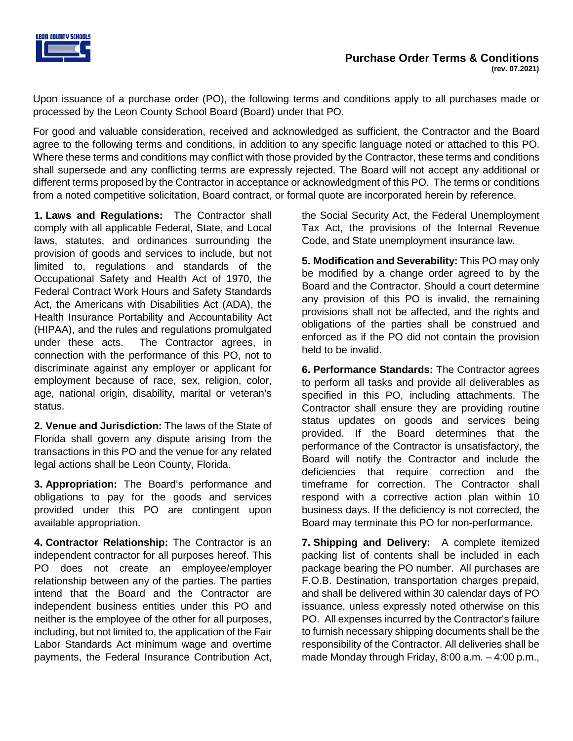# Purchase Order Terms & Conditions

**(rev. 07.2021)**

Upon issuance of a purchase order (PO), the following terms and conditions apply to all purchases made or processed by the Leon County School Board (Board) under that PO.

For good and valuable consideration, received and acknowledged as sufficient, the Contractor and the Board agree to the following terms and conditions, in addition to any specific language noted or attached to this PO. Where these terms and conditions may conflict with those provided by the Contractor, these terms and conditions shall supersede and any conflicting terms are expressly rejected. The Board will not accept any additional or different terms proposed by the Contractor in acceptance or acknowledgment of this PO. The terms or conditions from a noted competitive solicitation, Board contract, or formal quote are incorporated herein by reference.

**1. Laws and Regulations:** The Contractor shall comply with all applicable Federal, State, and Local laws, statutes, and ordinances surrounding the provision of goods and services to include, but not limited to, regulations and standards of the Occupational Safety and Health Act of 1970, the Federal Contract Work Hours and Safety Standards Act, the Americans with Disabilities Act (ADA), the Health Insurance Portability and Accountability Act (HIPAA), and the rules and regulations promulgated under these acts. The Contractor agrees, in connection with the performance of this PO, not to discriminate against any employer or applicant for employment because of race, sex, religion, color, age, national origin, disability, marital or veteran's status.

**2. Venue and Jurisdiction:** The laws of the State of Florida shall govern any dispute arising from the transactions in this PO and the venue for any related legal actions shall be Leon County, Florida.

**3. Appropriation:** The Board's performance and obligations to pay for the goods and services provided under this PO are contingent upon available appropriation.

**4. Contractor Relationship:** The Contractor is an independent contractor for all purposes hereof. This PO does not create an employee/employer relationship between any of the parties. The parties intend that the Board and the Contractor are independent business entities under this PO and neither is the employee of the other for all purposes, including, but not limited to, the application of the Fair Labor Standards Act minimum wage and overtime payments, the Federal Insurance Contribution Act, the Social Security Act, the Federal Unemployment Tax Act, the provisions of the Internal Revenue Code, and State unemployment insurance law.

**5. Modification and Severability:** This PO may only be modified by a change order agreed to by the Board and the Contractor. Should a court determine any provision of this PO is invalid, the remaining provisions shall not be affected, and the rights and obligations of the parties shall be construed and enforced as if the PO did not contain the provision held to be invalid.

**6. Performance Standards:** The Contractor agrees to perform all tasks and provide all deliverables as specified in this PO, including attachments. The Contractor shall ensure they are providing routine status updates on goods and services being provided. If the Board determines that the performance of the Contractor is unsatisfactory, the Board will notify the Contractor and include the deficiencies that require correction and the timeframe for correction. The Contractor shall respond with a corrective action plan within 10 business days. If the deficiency is not corrected, the Board may terminate this PO for non-performance.

**7. Shipping and Delivery:** A complete itemized packing list of contents shall be included in each package bearing the PO number. All purchases are F.O.B. Destination, transportation charges prepaid, and shall be delivered within 30 calendar days of PO issuance, unless expressly noted otherwise on this PO. All expenses incurred by the Contractor's failure to furnish necessary shipping documents shall be the responsibility of the Contractor. All deliveries shall be made Monday through Friday, 8:00 a.m. – 4:00 p.m.,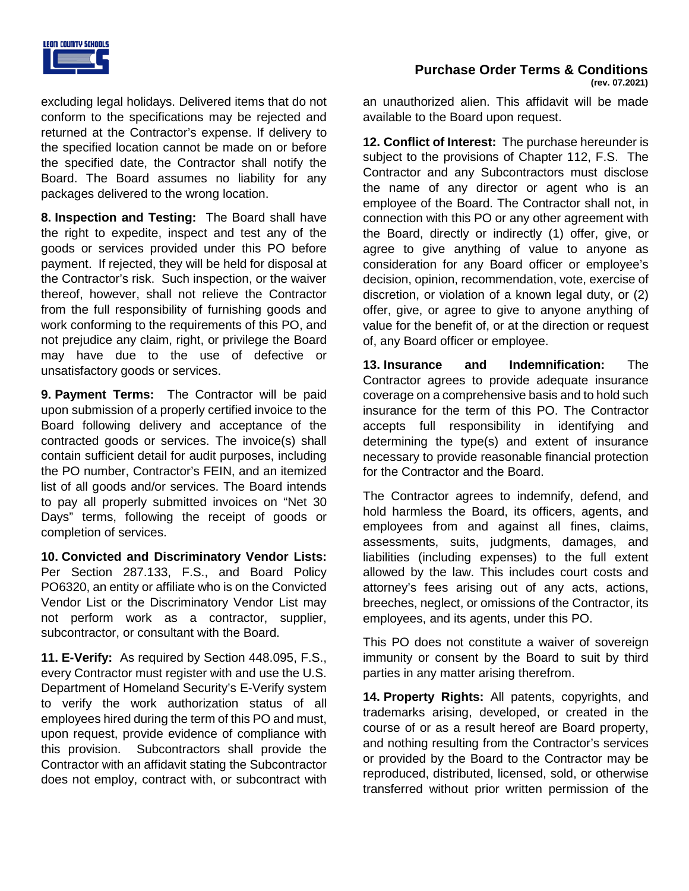excluding legal holidays. Delivered items that do not conform to the specifications may be rejected and returned at the Contractor's expense. If delivery to the specified location cannot be made on or before the specified date, the Contractor shall notify the Board. The Board assumes no liability for any packages delivered to the wrong location.

**8. Inspection and Testing:** The Board shall have the right to expedite, inspect and test any of the goods or services provided under this PO before payment. If rejected, they will be held for disposal at the Contractor's risk. Such inspection, or the waiver thereof, however, shall not relieve the Contractor from the full responsibility of furnishing goods and work conforming to the requirements of this PO, and not prejudice any claim, right, or privilege the Board may have due to the use of defective or unsatisfactory goods or services.

**9. Payment Terms:** The Contractor will be paid upon submission of a properly certified invoice to the Board following delivery and acceptance of the contracted goods or services. The invoice(s) shall contain sufficient detail for audit purposes, including the PO number, Contractor's FEIN, and an itemized list of all goods and/or services. The Board intends to pay all properly submitted invoices on "Net 30 Days" terms, following the receipt of goods or completion of services.

**10. Convicted and Discriminatory Vendor Lists:** Per Section 287.133, F.S., and Board Policy PO6320, an entity or affiliate who is on the Convicted Vendor List or the Discriminatory Vendor List may not perform work as a contractor, supplier, subcontractor, or consultant with the Board.

**11. E-Verify:** As required by Section 448.095, F.S., every Contractor must register with and use the U.S. Department of Homeland Security's E-Verify system to verify the work authorization status of all employees hired during the term of this PO and must, upon request, provide evidence of compliance with this provision. Subcontractors shall provide the Contractor with an affidavit stating the Subcontractor does not employ, contract with, or subcontract with an unauthorized alien. This affidavit will be made available to the Board upon request.

**12. Conflict of Interest:** The purchase hereunder is subject to the provisions of Chapter 112, F.S. The Contractor and any Subcontractors must disclose the name of any director or agent who is an employee of the Board. The Contractor shall not, in connection with this PO or any other agreement with the Board, directly or indirectly (1) offer, give, or agree to give anything of value to anyone as consideration for any Board officer or employee's decision, opinion, recommendation, vote, exercise of discretion, or violation of a known legal duty, or (2) offer, give, or agree to give to anyone anything of value for the benefit of, or at the direction or request of, any Board officer or employee.

**13. Insurance and Indemnification:** The Contractor agrees to provide adequate insurance coverage on a comprehensive basis and to hold such insurance for the term of this PO. The Contractor accepts full responsibility in identifying and determining the type(s) and extent of insurance necessary to provide reasonable financial protection for the Contractor and the Board.

The Contractor agrees to indemnify, defend, and hold harmless the Board, its officers, agents, and employees from and against all fines, claims, assessments, suits, judgments, damages, and liabilities (including expenses) to the full extent allowed by the law. This includes court costs and attorney's fees arising out of any acts, actions, breeches, neglect, or omissions of the Contractor, its employees, and its agents, under this PO.

This PO does not constitute a waiver of sovereign immunity or consent by the Board to suit by third parties in any matter arising therefrom.

**14. Property Rights:** All patents, copyrights, and trademarks arising, developed, or created in the course of or as a result hereof are Board property, and nothing resulting from the Contractor's services or provided by the Board to the Contractor may be reproduced, distributed, licensed, sold, or otherwise transferred without prior written permission of the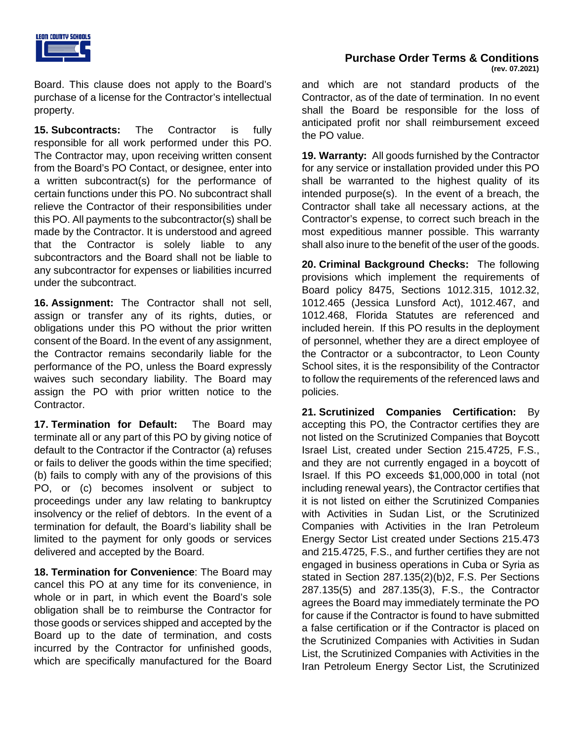Board. This clause does not apply to the Board's purchase of a license for the Contractor's intellectual property.

**15. Subcontracts:** The Contractor is fully responsible for all work performed under this PO. The Contractor may, upon receiving written consent from the Board's PO Contact, or designee, enter into a written subcontract(s) for the performance of certain functions under this PO. No subcontract shall relieve the Contractor of their responsibilities under this PO. All payments to the subcontractor(s) shall be made by the Contractor. It is understood and agreed that the Contractor is solely liable to any subcontractors and the Board shall not be liable to any subcontractor for expenses or liabilities incurred under the subcontract.

**16. Assignment:** The Contractor shall not sell, assign or transfer any of its rights, duties, or obligations under this PO without the prior written consent of the Board. In the event of any assignment, the Contractor remains secondarily liable for the performance of the PO, unless the Board expressly waives such secondary liability. The Board may assign the PO with prior written notice to the Contractor.

**17. Termination for Default:** The Board may terminate all or any part of this PO by giving notice of default to the Contractor if the Contractor (a) refuses or fails to deliver the goods within the time specified; (b) fails to comply with any of the provisions of this PO, or (c) becomes insolvent or subject to proceedings under any law relating to bankruptcy insolvency or the relief of debtors. In the event of a termination for default, the Board's liability shall be limited to the payment for only goods or services delivered and accepted by the Board.

**18. Termination for Convenience**: The Board may cancel this PO at any time for its convenience, in whole or in part, in which event the Board's sole obligation shall be to reimburse the Contractor for those goods or services shipped and accepted by the Board up to the date of termination, and costs incurred by the Contractor for unfinished goods, which are specifically manufactured for the Board and which are not standard products of the Contractor, as of the date of termination. In no event shall the Board be responsible for the loss of anticipated profit nor shall reimbursement exceed the PO value.

**19. Warranty:** All goods furnished by the Contractor for any service or installation provided under this PO shall be warranted to the highest quality of its intended purpose(s). In the event of a breach, the Contractor shall take all necessary actions, at the Contractor's expense, to correct such breach in the most expeditious manner possible. This warranty shall also inure to the benefit of the user of the goods.

**20. Criminal Background Checks:** The following provisions which implement the requirements of Board policy 8475, Sections 1012.315, 1012.32, 1012.465 (Jessica Lunsford Act), 1012.467, and 1012.468, Florida Statutes are referenced and included herein. If this PO results in the deployment of personnel, whether they are a direct employee of the Contractor or a subcontractor, to Leon County School sites, it is the responsibility of the Contractor to follow the requirements of the referenced laws and policies.

**21. Scrutinized Companies Certification:** By accepting this PO, the Contractor certifies they are not listed on the Scrutinized Companies that Boycott Israel List, created under Section 215.4725, F.S., and they are not currently engaged in a boycott of Israel. If this PO exceeds $1,000,000 in total (not including renewal years), the Contractor certifies that it is not listed on either the Scrutinized Companies with Activities in Sudan List, or the Scrutinized Companies with Activities in the Iran Petroleum Energy Sector List created under Sections 215.473 and 215.4725, F.S., and further certifies they are not engaged in business operations in Cuba or Syria as stated in Section 287.135(2)(b)2, F.S. Per Sections 287.135(5) and 287.135(3), F.S., the Contractor agrees the Board may immediately terminate the PO for cause if the Contractor is found to have submitted a false certification or if the Contractor is placed on the Scrutinized Companies with Activities in Sudan List, the Scrutinized Companies with Activities in the Iran Petroleum Energy Sector List, the Scrutinized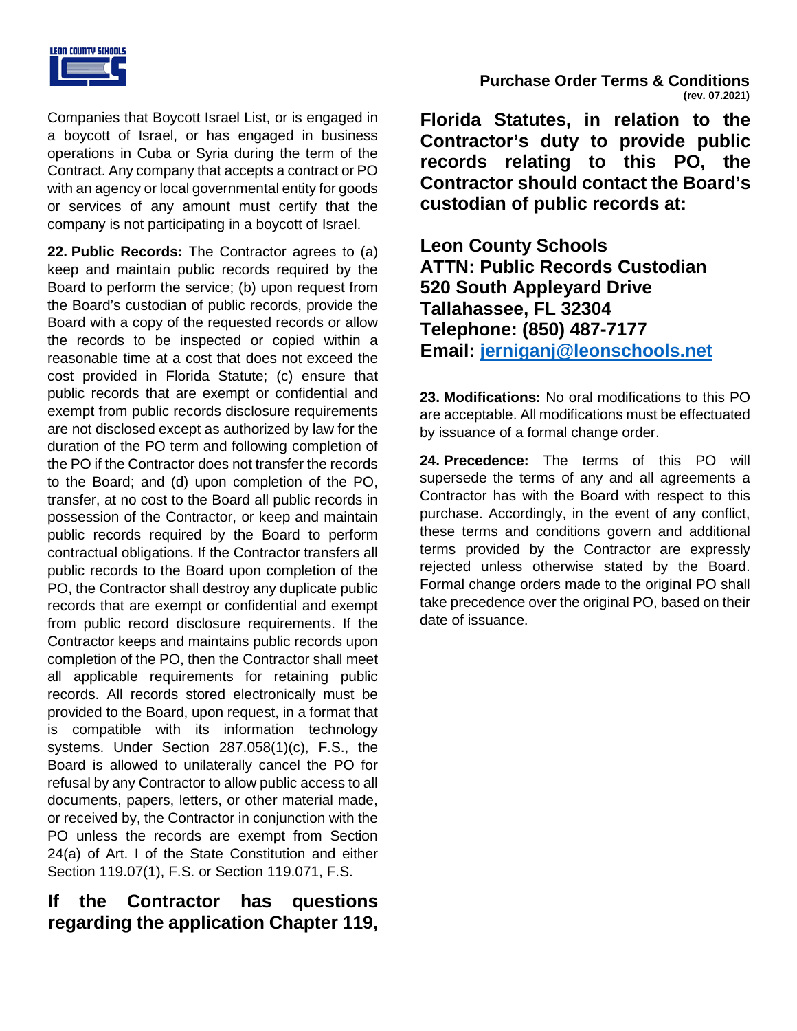Companies that Boycott Israel List, or is engaged in a boycott of Israel, or has engaged in business operations in Cuba or Syria during the term of the Contract. Any company that accepts a contract or PO with an agency or local governmental entity for goods or services of any amount must certify that the company is not participating in a boycott of Israel.

**22. Public Records:** The Contractor agrees to (a) keep and maintain public records required by the Board to perform the service; (b) upon request from the Board's custodian of public records, provide the Board with a copy of the requested records or allow the records to be inspected or copied within a reasonable time at a cost that does not exceed the cost provided in Florida Statute; (c) ensure that public records that are exempt or confidential and exempt from public records disclosure requirements are not disclosed except as authorized by law for the duration of the PO term and following completion of the PO if the Contractor does not transfer the records to the Board; and (d) upon completion of the PO, transfer, at no cost to the Board all public records in possession of the Contractor, or keep and maintain public records required by the Board to perform contractual obligations. If the Contractor transfers all public records to the Board upon completion of the PO, the Contractor shall destroy any duplicate public records that are exempt or confidential and exempt from public record disclosure requirements. If the Contractor keeps and maintains public records upon completion of the PO, then the Contractor shall meet all applicable requirements for retaining public records. All records stored electronically must be provided to the Board, upon request, in a format that is compatible with its information technology systems. Under Section 287.058(1)(c), F.S., the Board is allowed to unilaterally cancel the PO for refusal by any Contractor to allow public access to all documents, papers, letters, or other material made, or received by, the Contractor in conjunction with the PO unless the records are exempt from Section 24(a) of Art. I of the State Constitution and either Section 119.07(1), F.S. or Section 119.071, F.S.

**If the Contractor has questions regarding the application Chapter 119, Florida Statutes, in relation to the Contractor's duty to provide public records relating to this PO, the Contractor should contact the Board's custodian of public records at:**

**Leon County Schools**
**ATTN: Public Records Custodian**
**520 South Appleyard Drive**
**Tallahassee, FL 32304**
**Telephone: (850) 487-7177**
**Email: jerniganj@leonschools.net**

**23. Modifications:** No oral modifications to this PO are acceptable. All modifications must be effectuated by issuance of a formal change order.

**24. Precedence:** The terms of this PO will supersede the terms of any and all agreements a Contractor has with the Board with respect to this purchase. Accordingly, in the event of any conflict, these terms and conditions govern and additional terms provided by the Contractor are expressly rejected unless otherwise stated by the Board. Formal change orders made to the original PO shall take precedence over the original PO, based on their date of issuance.